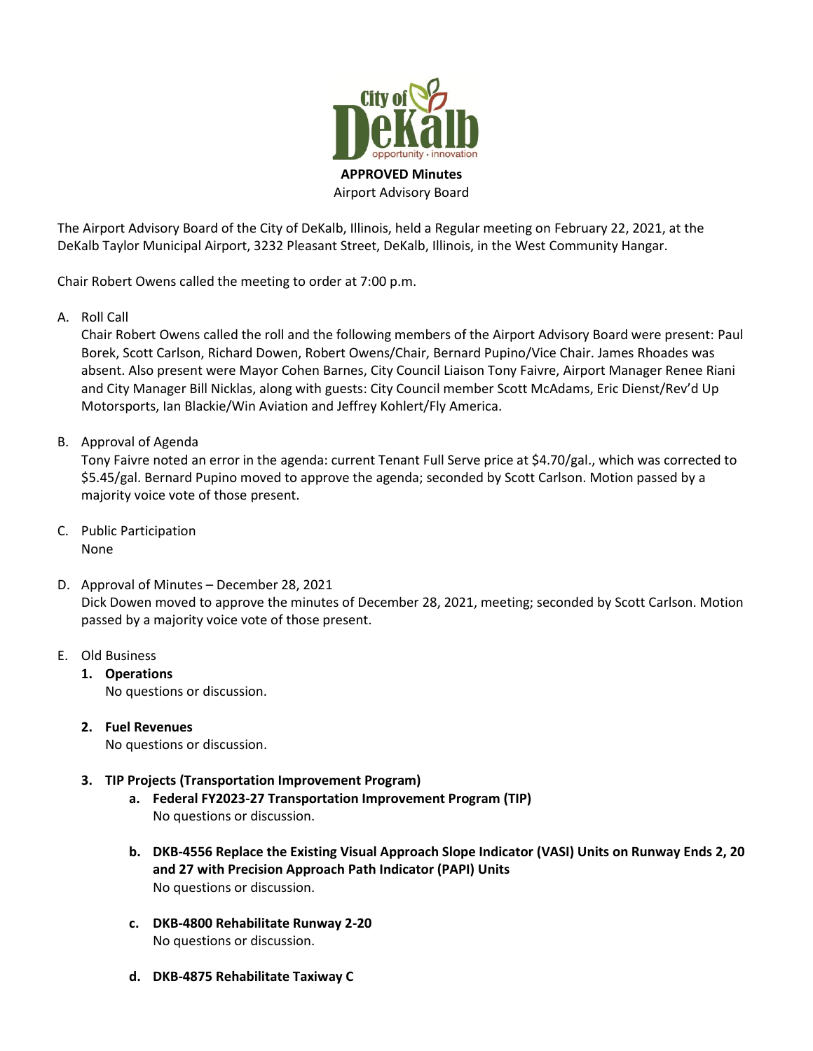**APPROVED Minutes**
Airport Advisory Board

The Airport Advisory Board of the City of DeKalb, Illinois, held a Regular meeting on February 22, 2021, at the DeKalb Taylor Municipal Airport, 3232 Pleasant Street, DeKalb, Illinois, in the West Community Hangar.

Chair Robert Owens called the meeting to order at 7:00 p.m.

A. Roll Call
   Chair Robert Owens called the roll and the following members of the Airport Advisory Board were present: Paul Borek, Scott Carlson, Richard Dowen, Robert Owens/Chair, Bernard Pupino/Vice Chair. James Rhoades was absent. Also present were Mayor Cohen Barnes, City Council Liaison Tony Faivre, Airport Manager Renee Riani and City Manager Bill Nicklas, along with guests: City Council member Scott McAdams, Eric Dienst/Rev'd Up Motorsports, Ian Blackie/Win Aviation and Jeffrey Kohlert/Fly America.

B. Approval of Agenda
   Tony Faivre noted an error in the agenda: current Tenant Full Serve price at $4.70/gal., which was corrected to $5.45/gal. Bernard Pupino moved to approve the agenda; seconded by Scott Carlson. Motion passed by a majority voice vote of those present.

C. Public Participation
   None

D. Approval of Minutes – December 28, 2021
   Dick Dowen moved to approve the minutes of December 28, 2021, meeting; seconded by Scott Carlson. Motion passed by a majority voice vote of those present.

E. Old Business
   1. **Operations**
      No questions or discussion.

   2. **Fuel Revenues**
      No questions or discussion.

   3. **TIP Projects (Transportation Improvement Program)**
      a. **Federal FY2023-27 Transportation Improvement Program (TIP)**
         No questions or discussion.

      b. **DKB-4556 Replace the Existing Visual Approach Slope Indicator (VASI) Units on Runway Ends 2, 20 and 27 with Precision Approach Path Indicator (PAPI) Units**
         No questions or discussion.

      c. **DKB-4800 Rehabilitate Runway 2-20**
         No questions or discussion.

      d. **DKB-4875 Rehabilitate Taxiway C**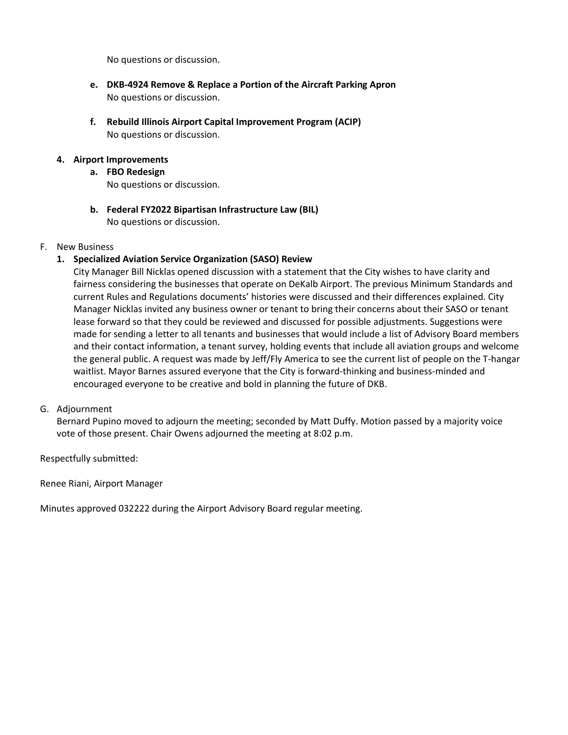No questions or discussion.

- **e. DKB-4924 Remove & Replace a Portion of the Aircraft Parking Apron**
  No questions or discussion.

- **f. Rebuild Illinois Airport Capital Improvement Program (ACIP)**
  No questions or discussion.

**4. Airport Improvements**

- **a. FBO Redesign**
  No questions or discussion.

- **b. Federal FY2022 Bipartisan Infrastructure Law (BIL)**
  No questions or discussion.

F. New Business

**1. Specialized Aviation Service Organization (SASO) Review**

City Manager Bill Nicklas opened discussion with a statement that the City wishes to have clarity and fairness considering the businesses that operate on DeKalb Airport. The previous Minimum Standards and current Rules and Regulations documents' histories were discussed and their differences explained. City Manager Nicklas invited any business owner or tenant to bring their concerns about their SASO or tenant lease forward so that they could be reviewed and discussed for possible adjustments. Suggestions were made for sending a letter to all tenants and businesses that would include a list of Advisory Board members and their contact information, a tenant survey, holding events that include all aviation groups and welcome the general public. A request was made by Jeff/Fly America to see the current list of people on the T-hangar waitlist. Mayor Barnes assured everyone that the City is forward-thinking and business-minded and encouraged everyone to be creative and bold in planning the future of DKB.

G. Adjournment

Bernard Pupino moved to adjourn the meeting; seconded by Matt Duffy. Motion passed by a majority voice vote of those present. Chair Owens adjourned the meeting at 8:02 p.m.

Respectfully submitted:

Renee Riani, Airport Manager

Minutes approved 032222 during the Airport Advisory Board regular meeting.